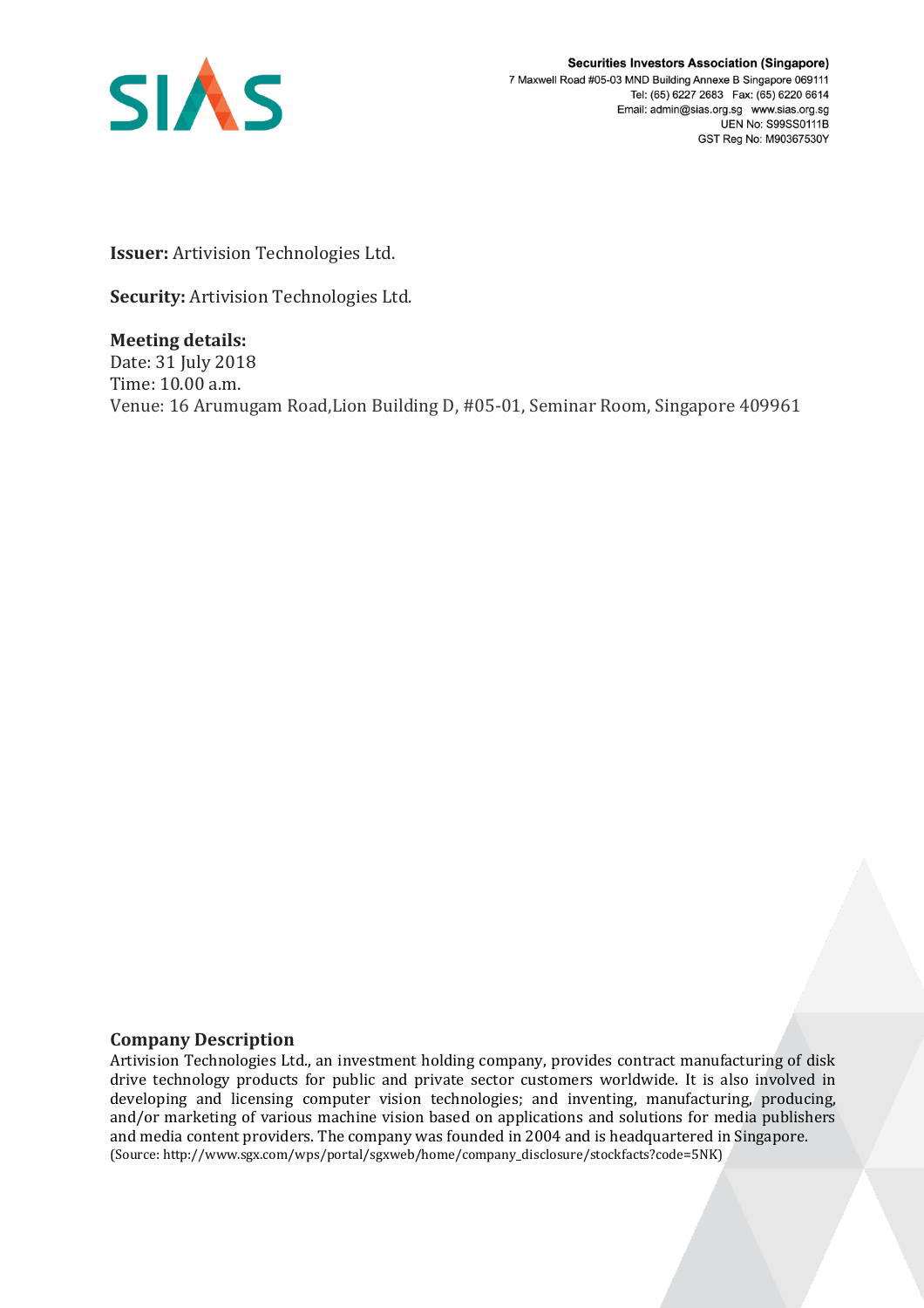**Securities Investors Association (Singapore)**
7 Maxwell Road #05-03 MND Building Annexe B Singapore 069111
Tel: (65) 6227 2683 Fax: (65) 6220 6614
Email: admin@sias.org.sg www.sias.org.sg
UEN No: S99SS0111B
GST Reg No: M90367530Y

**Issuer:** Artivision Technologies Ltd.

**Security:** Artivision Technologies Ltd.

**Meeting details:**
Date: 31 July 2018
Time: 10.00 a.m.
Venue: 16 Arumugam Road,Lion Building D, #05-01, Seminar Room, Singapore 409961

## Company Description

Artivision Technologies Ltd., an investment holding company, provides contract manufacturing of disk drive technology products for public and private sector customers worldwide. It is also involved in developing and licensing computer vision technologies; and inventing, manufacturing, producing, and/or marketing of various machine vision based on applications and solutions for media publishers and media content providers. The company was founded in 2004 and is headquartered in Singapore.
(Source: http://www.sgx.com/wps/portal/sgxweb/home/company_disclosure/stockfacts?code=5NK)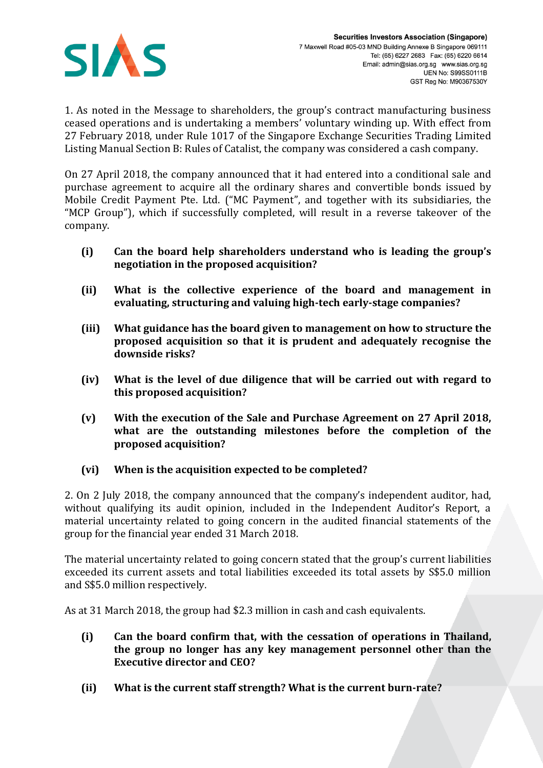1. As noted in the Message to shareholders, the group's contract manufacturing business ceased operations and is undertaking a members' voluntary winding up. With effect from 27 February 2018, under Rule 1017 of the Singapore Exchange Securities Trading Limited Listing Manual Section B: Rules of Catalist, the company was considered a cash company.

On 27 April 2018, the company announced that it had entered into a conditional sale and purchase agreement to acquire all the ordinary shares and convertible bonds issued by Mobile Credit Payment Pte. Ltd. ("MC Payment", and together with its subsidiaries, the "MCP Group"), which if successfully completed, will result in a reverse takeover of the company.

- **(i) Can the board help shareholders understand who is leading the group's negotiation in the proposed acquisition?**
- **(ii) What is the collective experience of the board and management in evaluating, structuring and valuing high-tech early-stage companies?**
- **(iii) What guidance has the board given to management on how to structure the proposed acquisition so that it is prudent and adequately recognise the downside risks?**
- **(iv) What is the level of due diligence that will be carried out with regard to this proposed acquisition?**
- **(v) With the execution of the Sale and Purchase Agreement on 27 April 2018, what are the outstanding milestones before the completion of the proposed acquisition?**
- **(vi) When is the acquisition expected to be completed?**

2. On 2 July 2018, the company announced that the company's independent auditor, had, without qualifying its audit opinion, included in the Independent Auditor's Report, a material uncertainty related to going concern in the audited financial statements of the group for the financial year ended 31 March 2018.

The material uncertainty related to going concern stated that the group's current liabilities exceeded its current assets and total liabilities exceeded its total assets by S$5.0 million and S$5.0 million respectively.

As at 31 March 2018, the group had $2.3 million in cash and cash equivalents.

- **(i) Can the board confirm that, with the cessation of operations in Thailand, the group no longer has any key management personnel other than the Executive director and CEO?**
- **(ii) What is the current staff strength? What is the current burn-rate?**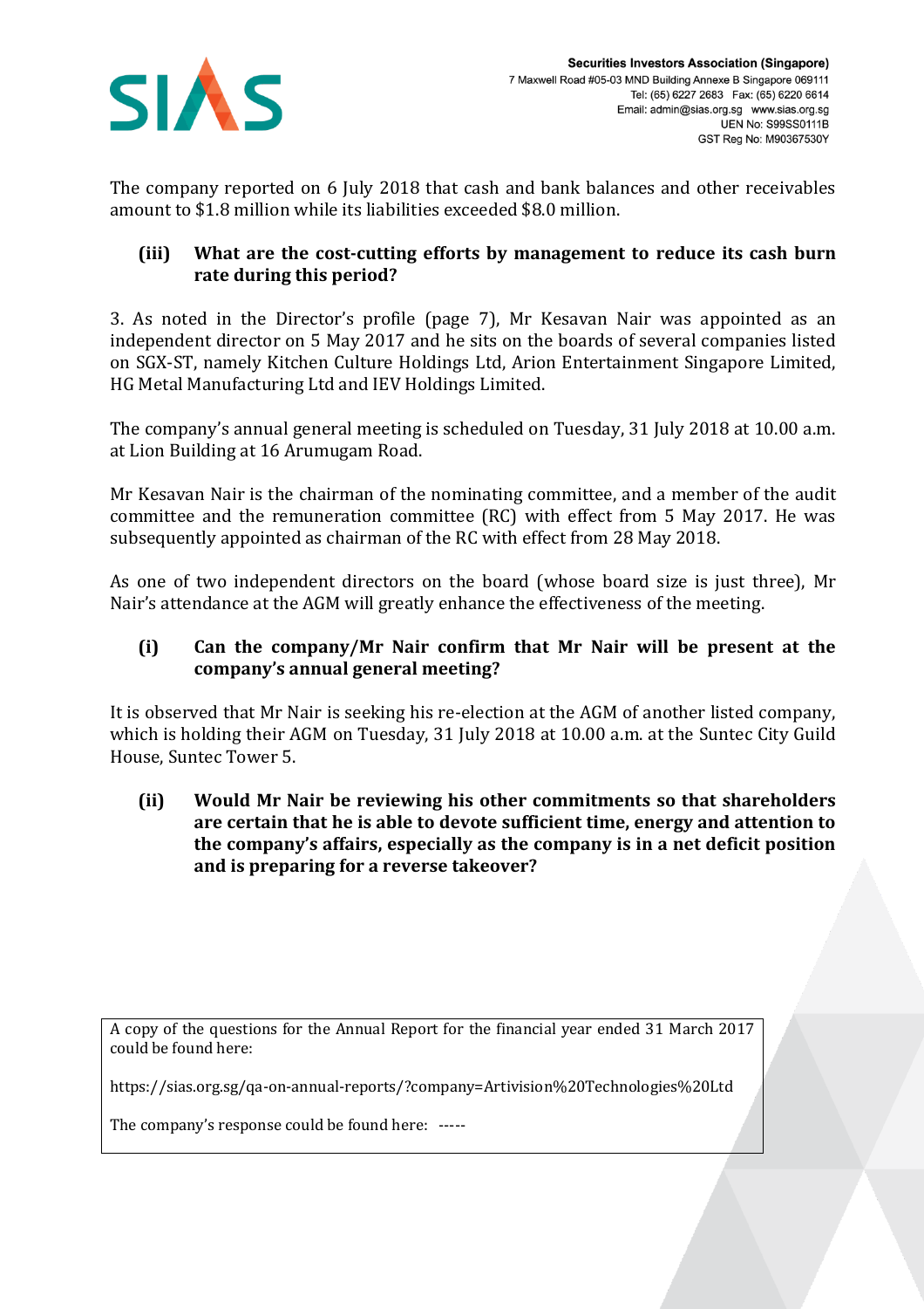The company reported on 6 July 2018 that cash and bank balances and other receivables amount to $1.8 million while its liabilities exceeded $8.0 million.

**(iii) What are the cost-cutting efforts by management to reduce its cash burn rate during this period?**

3. As noted in the Director's profile (page 7), Mr Kesavan Nair was appointed as an independent director on 5 May 2017 and he sits on the boards of several companies listed on SGX-ST, namely Kitchen Culture Holdings Ltd, Arion Entertainment Singapore Limited, HG Metal Manufacturing Ltd and IEV Holdings Limited.

The company's annual general meeting is scheduled on Tuesday, 31 July 2018 at 10.00 a.m. at Lion Building at 16 Arumugam Road.

Mr Kesavan Nair is the chairman of the nominating committee, and a member of the audit committee and the remuneration committee (RC) with effect from 5 May 2017. He was subsequently appointed as chairman of the RC with effect from 28 May 2018.

As one of two independent directors on the board (whose board size is just three), Mr Nair's attendance at the AGM will greatly enhance the effectiveness of the meeting.

**(i) Can the company/Mr Nair confirm that Mr Nair will be present at the company's annual general meeting?**

It is observed that Mr Nair is seeking his re-election at the AGM of another listed company, which is holding their AGM on Tuesday, 31 July 2018 at 10.00 a.m. at the Suntec City Guild House, Suntec Tower 5.

**(ii) Would Mr Nair be reviewing his other commitments so that shareholders are certain that he is able to devote sufficient time, energy and attention to the company's affairs, especially as the company is in a net deficit position and is preparing for a reverse takeover?**

A copy of the questions for the Annual Report for the financial year ended 31 March 2017 could be found here:

https://sias.org.sg/qa-on-annual-reports/?company=Artivision%20Technologies%20Ltd

The company's response could be found here: -----